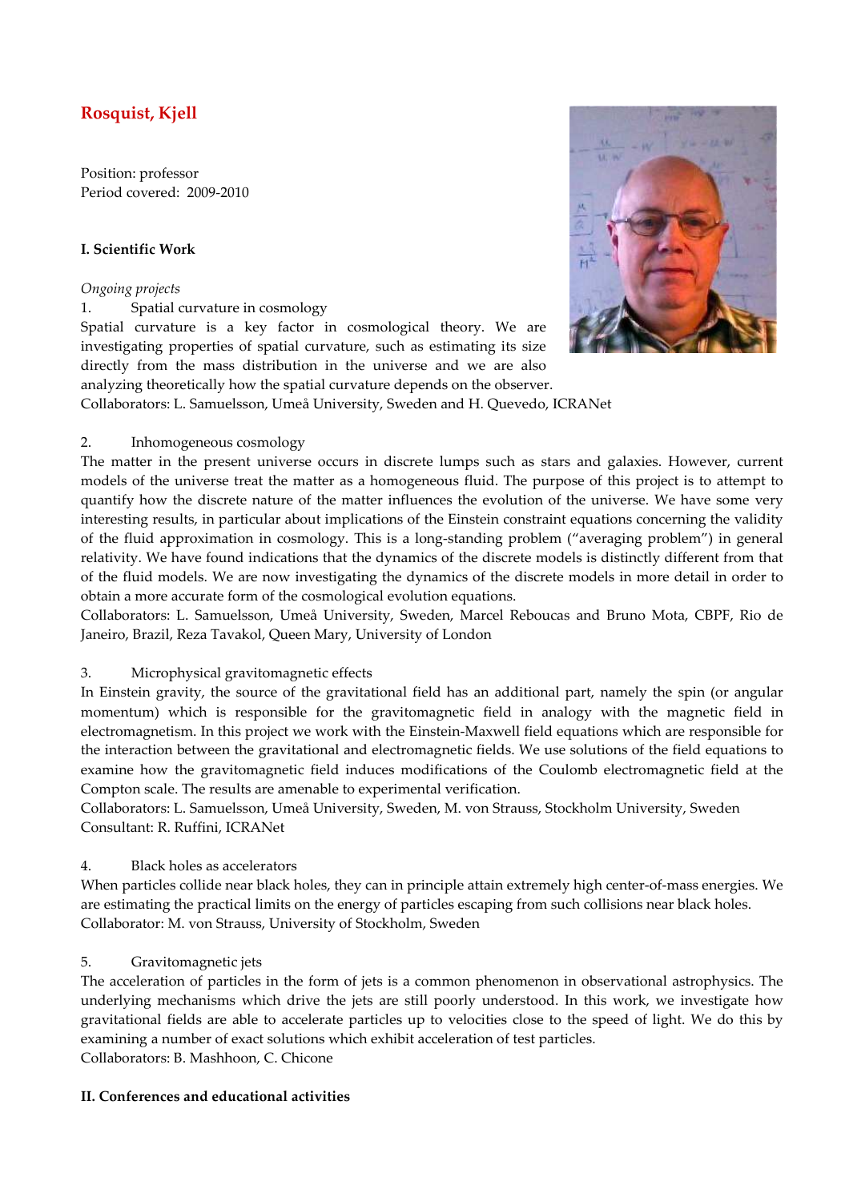# Rosquist, Kjell

Position: professor
Period covered: 2009-2010

## I. Scientific Work

*Ongoing projects*

1. Spatial curvature in cosmology

Spatial curvature is a key factor in cosmological theory. We are investigating properties of spatial curvature, such as estimating its size directly from the mass distribution in the universe and we are also analyzing theoretically how the spatial curvature depends on the observer.
Collaborators: L. Samuelsson, Umeå University, Sweden and H. Quevedo, ICRANet

2. Inhomogeneous cosmology

The matter in the present universe occurs in discrete lumps such as stars and galaxies. However, current models of the universe treat the matter as a homogeneous fluid. The purpose of this project is to attempt to quantify how the discrete nature of the matter influences the evolution of the universe. We have some very interesting results, in particular about implications of the Einstein constraint equations concerning the validity of the fluid approximation in cosmology. This is a long-standing problem ("averaging problem") in general relativity. We have found indications that the dynamics of the discrete models is distinctly different from that of the fluid models. We are now investigating the dynamics of the discrete models in more detail in order to obtain a more accurate form of the cosmological evolution equations.
Collaborators: L. Samuelsson, Umeå University, Sweden, Marcel Reboucas and Bruno Mota, CBPF, Rio de Janeiro, Brazil, Reza Tavakol, Queen Mary, University of London

3. Microphysical gravitomagnetic effects

In Einstein gravity, the source of the gravitational field has an additional part, namely the spin (or angular momentum) which is responsible for the gravitomagnetic field in analogy with the magnetic field in electromagnetism. In this project we work with the Einstein-Maxwell field equations which are responsible for the interaction between the gravitational and electromagnetic fields. We use solutions of the field equations to examine how the gravitomagnetic field induces modifications of the Coulomb electromagnetic field at the Compton scale. The results are amenable to experimental verification.
Collaborators: L. Samuelsson, Umeå University, Sweden, M. von Strauss, Stockholm University, Sweden
Consultant: R. Ruffini, ICRANet

4. Black holes as accelerators

When particles collide near black holes, they can in principle attain extremely high center-of-mass energies. We are estimating the practical limits on the energy of particles escaping from such collisions near black holes.
Collaborator: M. von Strauss, University of Stockholm, Sweden

5. Gravitomagnetic jets

The acceleration of particles in the form of jets is a common phenomenon in observational astrophysics. The underlying mechanisms which drive the jets are still poorly understood. In this work, we investigate how gravitational fields are able to accelerate particles up to velocities close to the speed of light. We do this by examining a number of exact solutions which exhibit acceleration of test particles.
Collaborators: B. Mashhoon, C. Chicone

## II. Conferences and educational activities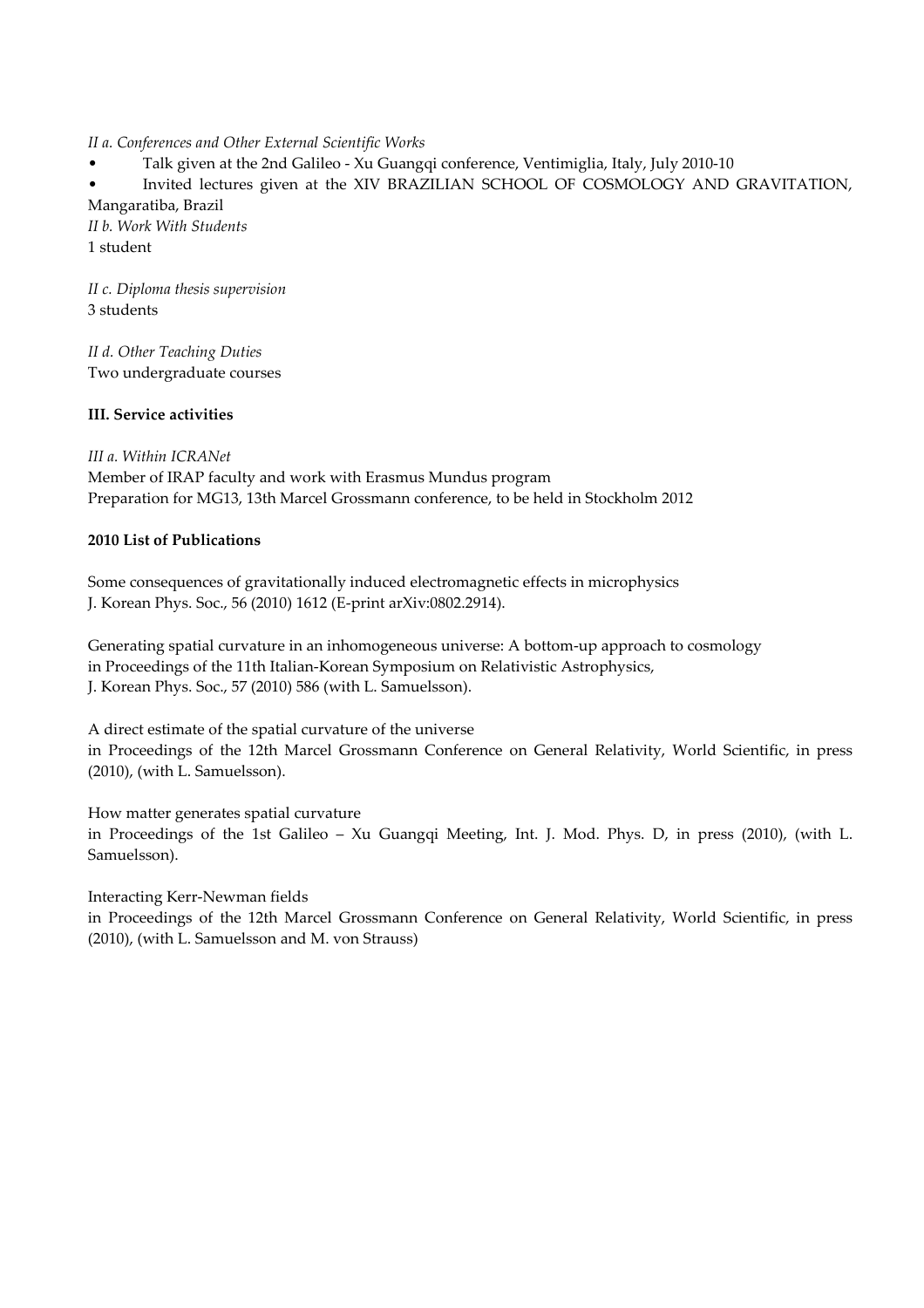*II a. Conferences and Other External Scientific Works*

- Talk given at the 2nd Galileo - Xu Guangqi conference, Ventimiglia, Italy, July 2010-10
- Invited lectures given at the XIV BRAZILIAN SCHOOL OF COSMOLOGY AND GRAVITATION, Mangaratiba, Brazil

*II b. Work With Students*

1 student

*II c. Diploma thesis supervision*

3 students

*II d. Other Teaching Duties*

Two undergraduate courses

**III. Service activities**

*III a. Within ICRANet*

Member of IRAP faculty and work with Erasmus Mundus program
Preparation for MG13, 13th Marcel Grossmann conference, to be held in Stockholm 2012

**2010 List of Publications**

Some consequences of gravitationally induced electromagnetic effects in microphysics
J. Korean Phys. Soc., 56 (2010) 1612 (E-print arXiv:0802.2914).

Generating spatial curvature in an inhomogeneous universe: A bottom-up approach to cosmology
in Proceedings of the 11th Italian-Korean Symposium on Relativistic Astrophysics,
J. Korean Phys. Soc., 57 (2010) 586 (with L. Samuelsson).

A direct estimate of the spatial curvature of the universe
in Proceedings of the 12th Marcel Grossmann Conference on General Relativity, World Scientific, in press (2010), (with L. Samuelsson).

How matter generates spatial curvature
in Proceedings of the 1st Galileo – Xu Guangqi Meeting, Int. J. Mod. Phys. D, in press (2010), (with L. Samuelsson).

Interacting Kerr-Newman fields
in Proceedings of the 12th Marcel Grossmann Conference on General Relativity, World Scientific, in press (2010), (with L. Samuelsson and M. von Strauss)